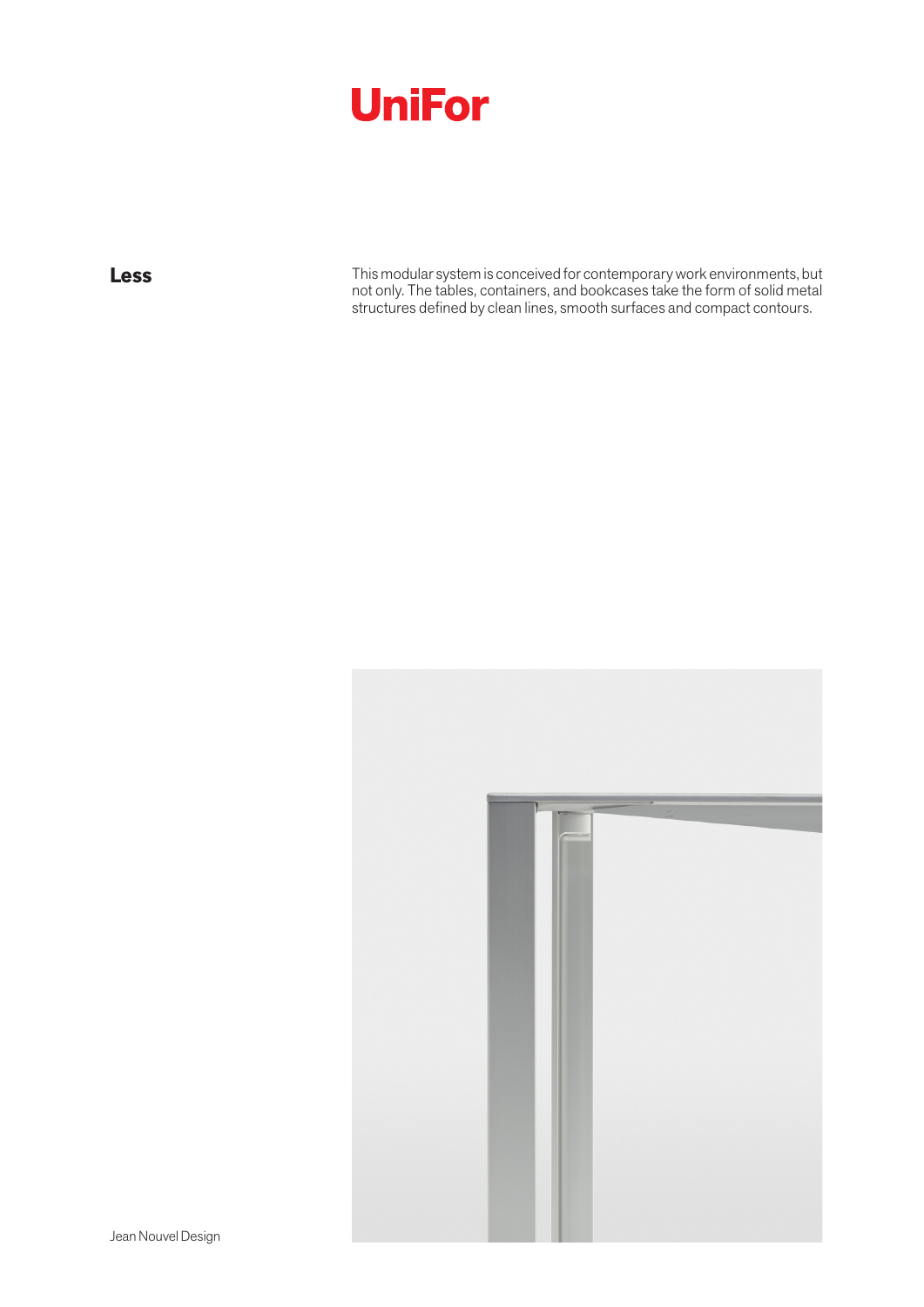# UniFor

## Less

This modular system is conceived for contemporary work environments, but not only. The tables, containers, and bookcases take the form of solid metal structures defined by clean lines, smooth surfaces and compact contours.

Jean Nouvel Design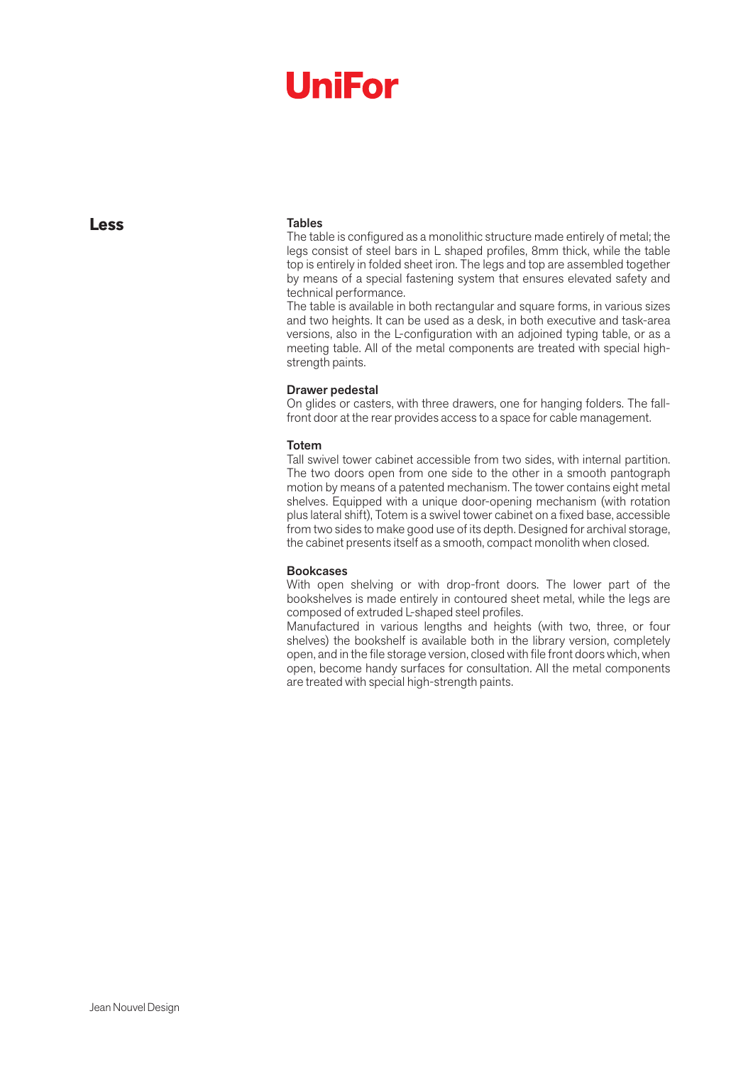# UniFor

## Less

### Tables

The table is configured as a monolithic structure made entirely of metal; the legs consist of steel bars in L shaped profiles, 8mm thick, while the table top is entirely in folded sheet iron. The legs and top are assembled together by means of a special fastening system that ensures elevated safety and technical performance.
The table is available in both rectangular and square forms, in various sizes and two heights. It can be used as a desk, in both executive and task-area versions, also in the L-configuration with an adjoined typing table, or as a meeting table. All of the metal components are treated with special high-strength paints.

### Drawer pedestal

On glides or casters, with three drawers, one for hanging folders. The fall-front door at the rear provides access to a space for cable management.

### Totem

Tall swivel tower cabinet accessible from two sides, with internal partition. The two doors open from one side to the other in a smooth pantograph motion by means of a patented mechanism. The tower contains eight metal shelves. Equipped with a unique door-opening mechanism (with rotation plus lateral shift), Totem is a swivel tower cabinet on a fixed base, accessible from two sides to make good use of its depth. Designed for archival storage, the cabinet presents itself as a smooth, compact monolith when closed.

### Bookcases

With open shelving or with drop-front doors. The lower part of the bookshelves is made entirely in contoured sheet metal, while the legs are composed of extruded L-shaped steel profiles.
Manufactured in various lengths and heights (with two, three, or four shelves) the bookshelf is available both in the library version, completely open, and in the file storage version, closed with file front doors which, when open, become handy surfaces for consultation. All the metal components are treated with special high-strength paints.

Jean Nouvel Design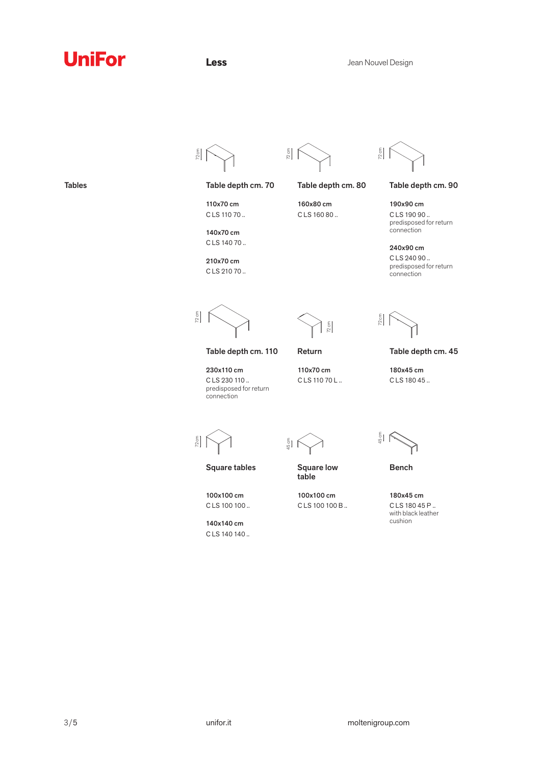UniFor

# Less

Jean Nouvel Design

## Tables

### Table depth cm. 70

72 cm

**110x70 cm**
C LS 110 70 ..

**140x70 cm**
C LS 140 70 ..

**210x70 cm**
C LS 210 70 ..

### Table depth cm. 80

72 cm

**160x80 cm**
C LS 160 80 ..

### Table depth cm. 90

72 cm

**190x90 cm**
C LS 190 90 ..
predisposed for return connection

**240x90 cm**
C LS 240 90 ..
predisposed for return connection

### Table depth cm. 110

72 cm

**230x110 cm**
C LS 230 110 ..
predisposed for return connection

### Return

72 cm

**110x70 cm**
C LS 110 70 L ..

### Table depth cm. 45

72 cm

**180x45 cm**
C LS 180 45 ..

### Square tables

72 cm

**100x100 cm**
C LS 100 100 ..

**140x140 cm**
C LS 140 140 ..

### Square low table

45 cm

**100x100 cm**
C LS 100 100 B ..

### Bench

45 cm

**180x45 cm**
C LS 180 45 P ..
with black leather cushion

unifor.it

moltenigroup.com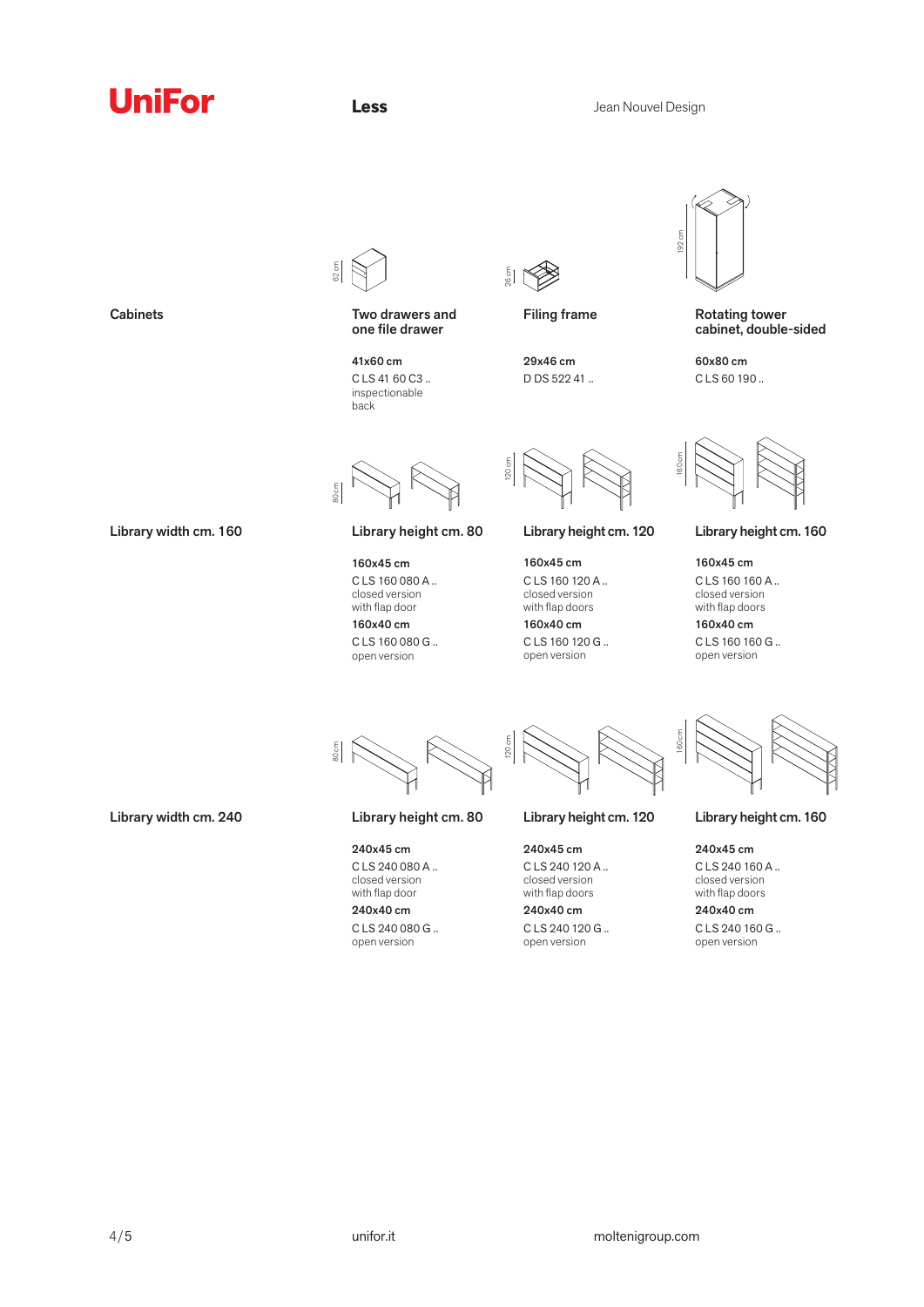**UniFor** | **Less** | Jean Nouvel Design

## Cabinets

### Two drawers and one file drawer

62 cm

**41x60 cm**
C LS 41 60 C3 ..
inspectionable back

### Filing frame

26 cm

**29x46 cm**
D DS 522 41 ..

### Rotating tower cabinet, double-sided

192 cm

**60x80 cm**
C LS 60 190 ..

## Library width cm. 160

### Library height cm. 80

80 cm

**160x45 cm**
C LS 160 080 A ..
closed version with flap door

**160x40 cm**
C LS 160 080 G ..
open version

### Library height cm. 120

120 cm

**160x45 cm**
C LS 160 120 A ..
closed version with flap doors

**160x40 cm**
C LS 160 120 G ..
open version

### Library height cm. 160

160 cm

**160x45 cm**
C LS 160 160 A ..
closed version with flap doors

**160x40 cm**
C LS 160 160 G ..
open version

## Library width cm. 240

### Library height cm. 80

80 cm

**240x45 cm**
C LS 240 080 A ..
closed version with flap door

**240x40 cm**
C LS 240 080 G ..
open version

### Library height cm. 120

120 cm

**240x45 cm**
C LS 240 120 A ..
closed version with flap doors

**240x40 cm**
C LS 240 120 G ..
open version

### Library height cm. 160

160 cm

**240x45 cm**
C LS 240 160 A ..
closed version with flap doors

**240x40 cm**
C LS 240 160 G ..
open version

unifor.it | moltenigroup.com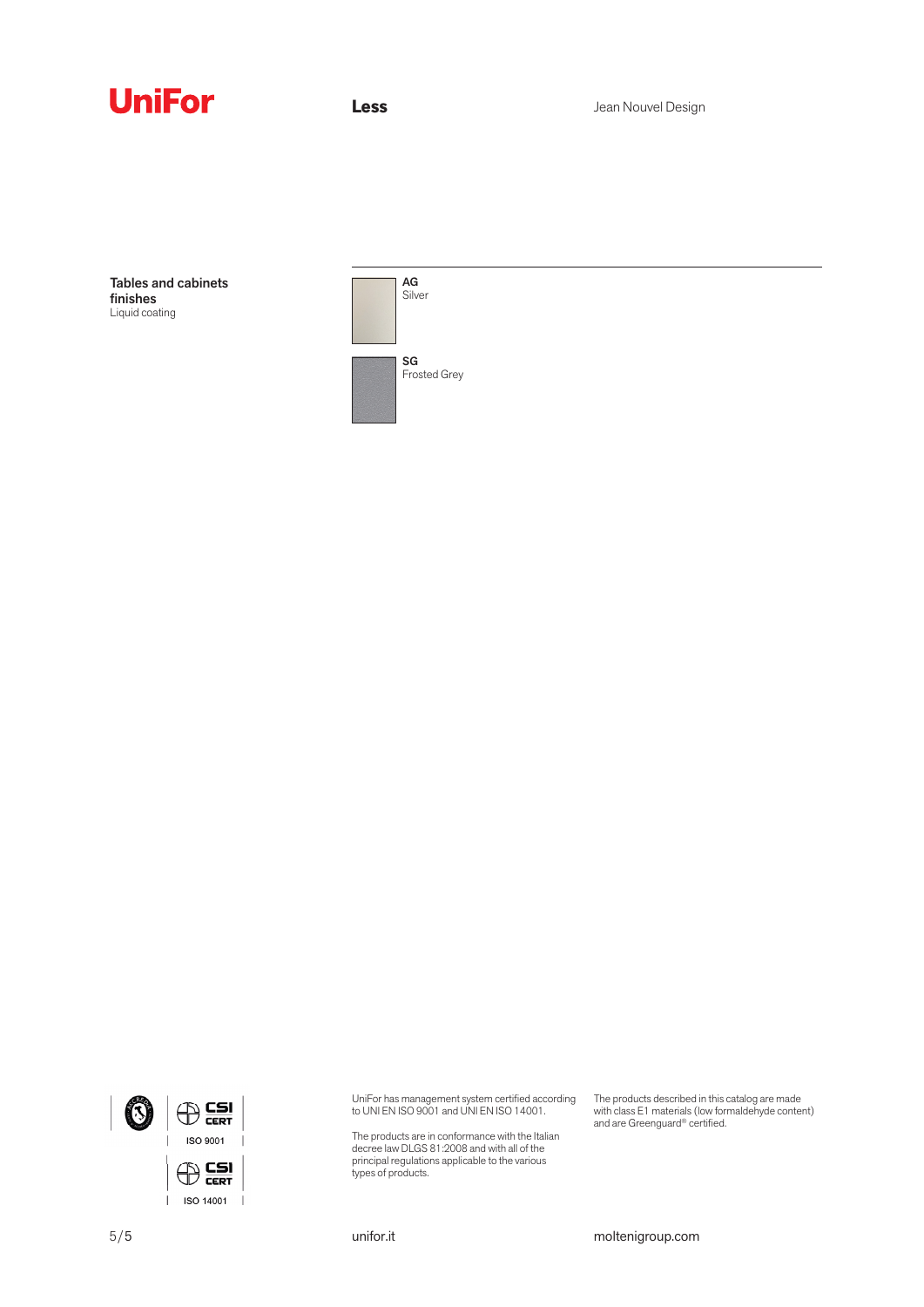## Tables and cabinets finishes
Liquid coating

**AG**
Silver

**SG**
Frosted Grey

ISO 9001

ISO 14001

UniFor has management system certified according to UNI EN ISO 9001 and UNI EN ISO 14001.

The products are in conformance with the Italian decree law DLGS 81:2008 and with all of the principal regulations applicable to the various types of products.

The products described in this catalog are made with class E1 materials (low formaldehyde content) and are Greenguard® certified.

unifor.it

moltenigroup.com